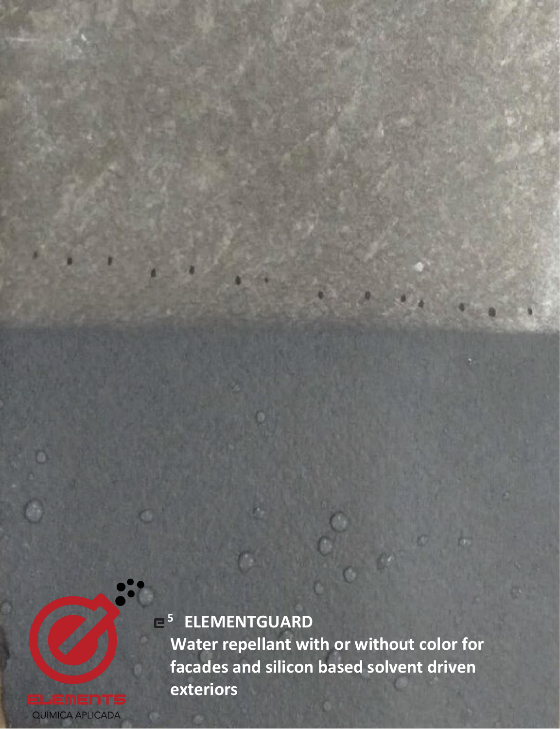# ELEMENTGUARD

**Water repellant with or without color for facades and silicon based solvent driven exteriors**

ELEMENTS

QUÍMICA APLICADA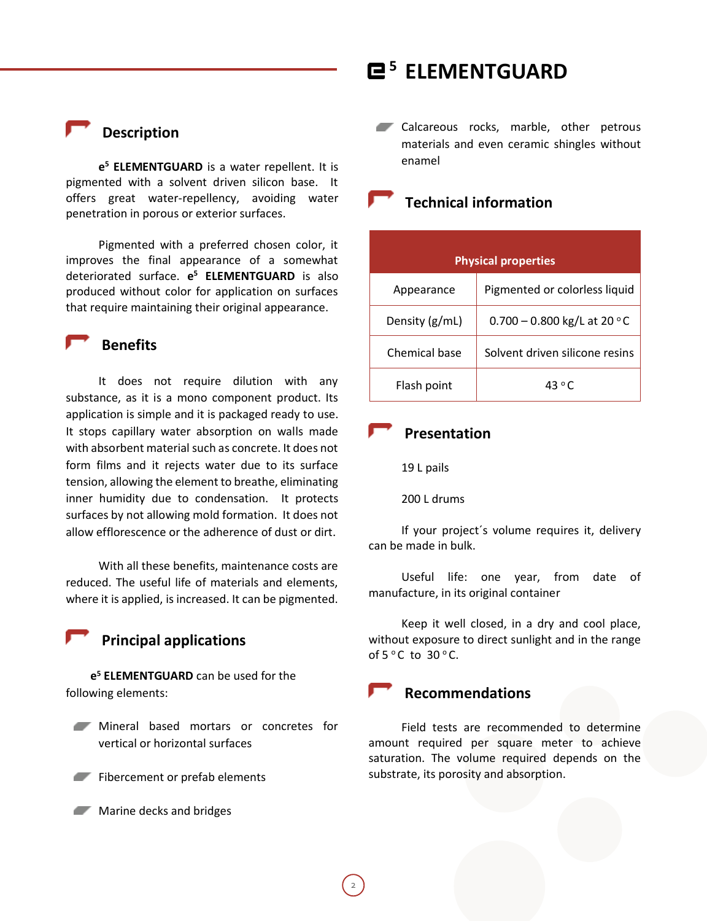# e[5] ELEMENTGUARD

## Description

**e[5] ELEMENTGUARD** is a water repellent. It is pigmented with a solvent driven silicon base. It offers great water-repellency, avoiding water penetration in porous or exterior surfaces.

Pigmented with a preferred chosen color, it improves the final appearance of a somewhat deteriorated surface. **e[5] ELEMENTGUARD** is also produced without color for application on surfaces that require maintaining their original appearance.

## Benefits

It does not require dilution with any substance, as it is a mono component product. Its application is simple and it is packaged ready to use. It stops capillary water absorption on walls made with absorbent material such as concrete. It does not form films and it rejects water due to its surface tension, allowing the element to breathe, eliminating inner humidity due to condensation. It protects surfaces by not allowing mold formation. It does not allow efflorescence or the adherence of dust or dirt.

With all these benefits, maintenance costs are reduced. The useful life of materials and elements, where it is applied, is increased. It can be pigmented.

## Principal applications

**e[5] ELEMENTGUARD** can be used for the following elements:

- Mineral based mortars or concretes for vertical or horizontal surfaces
- Fibercement or prefab elements
- Marine decks and bridges
- Calcareous rocks, marble, other petrous materials and even ceramic shingles without enamel

## Technical information

| Physical properties | |
|---|---|
| Appearance | Pigmented or colorless liquid |
| Density (g/mL) | 0.700 – 0.800 kg/L at 20 °C |
| Chemical base | Solvent driven silicone resins |
| Flash point | 43 °C |

## Presentation

19 L pails

200 L drums

If your project´s volume requires it, delivery can be made in bulk.

Useful life: one year, from date of manufacture, in its original container

Keep it well closed, in a dry and cool place, without exposure to direct sunlight and in the range of 5 °C to 30 °C.

## Recommendations

Field tests are recommended to determine amount required per square meter to achieve saturation. The volume required depends on the substrate, its porosity and absorption.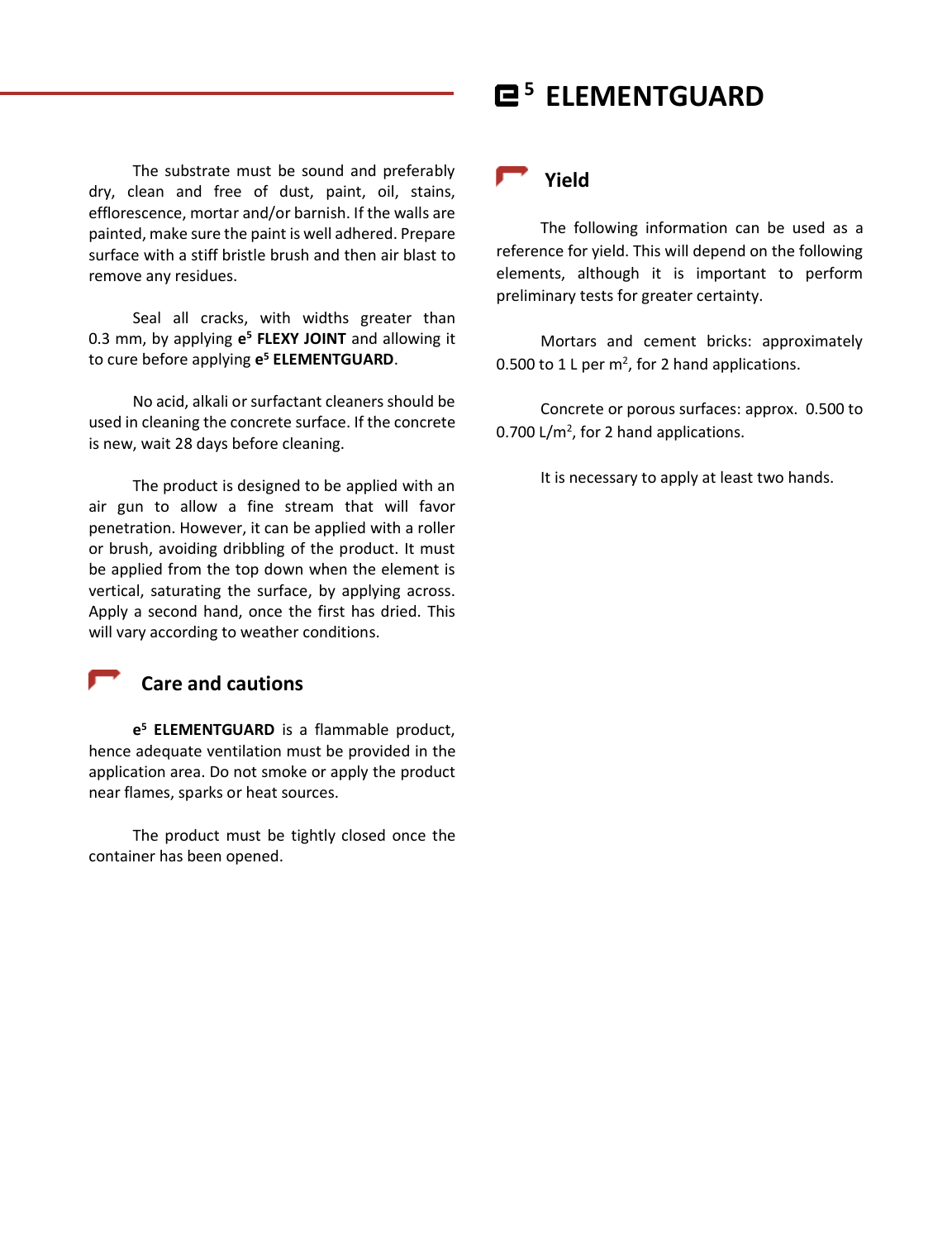The substrate must be sound and preferably dry, clean and free of dust, paint, oil, stains, efflorescence, mortar and/or barnish. If the walls are painted, make sure the paint is well adhered. Prepare surface with a stiff bristle brush and then air blast to remove any residues.

Seal all cracks, with widths greater than 0.3 mm, by applying **e5 FLEXY JOINT** and allowing it to cure before applying **e5 ELEMENTGUARD**.

No acid, alkali or surfactant cleaners should be used in cleaning the concrete surface. If the concrete is new, wait 28 days before cleaning.

The product is designed to be applied with an air gun to allow a fine stream that will favor penetration. However, it can be applied with a roller or brush, avoiding dribbling of the product. It must be applied from the top down when the element is vertical, saturating the surface, by applying across. Apply a second hand, once the first has dried. This will vary according to weather conditions.

## Care and cautions

**e5 ELEMENTGUARD** is a flammable product, hence adequate ventilation must be provided in the application area. Do not smoke or apply the product near flames, sparks or heat sources.

The product must be tightly closed once the container has been opened.

## Yield

The following information can be used as a reference for yield. This will depend on the following elements, although it is important to perform preliminary tests for greater certainty.

Mortars and cement bricks: approximately 0.500 to 1 L per $m^2$, for 2 hand applications.

Concrete or porous surfaces: approx. 0.500 to 0.700 $L/m^2$, for 2 hand applications.

It is necessary to apply at least two hands.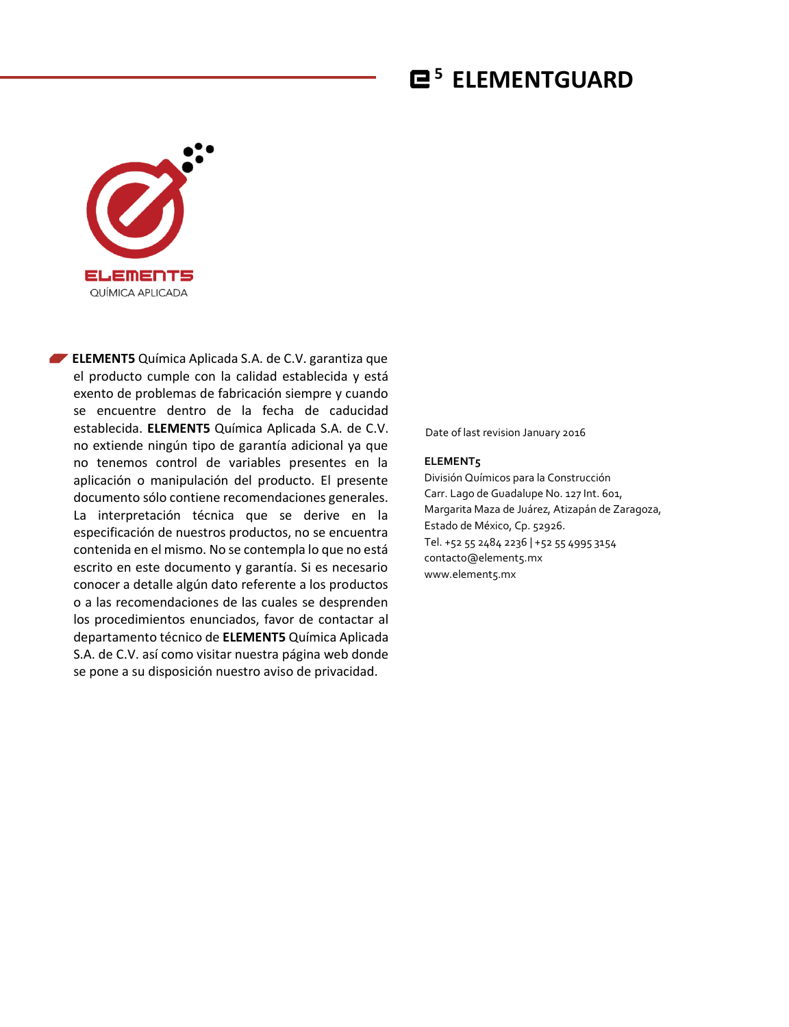**ELEMENT5** Química Aplicada S.A. de C.V. garantiza que el producto cumple con la calidad establecida y está exento de problemas de fabricación siempre y cuando se encuentre dentro de la fecha de caducidad establecida. **ELEMENT5** Química Aplicada S.A. de C.V. no extiende ningún tipo de garantía adicional ya que no tenemos control de variables presentes en la aplicación o manipulación del producto. El presente documento sólo contiene recomendaciones generales. La interpretación técnica que se derive en la especificación de nuestros productos, no se encuentra contenida en el mismo. No se contempla lo que no está escrito en este documento y garantía. Si es necesario conocer a detalle algún dato referente a los productos o a las recomendaciones de las cuales se desprenden los procedimientos enunciados, favor de contactar al departamento técnico de **ELEMENT5** Química Aplicada S.A. de C.V. así como visitar nuestra página web donde se pone a su disposición nuestro aviso de privacidad.

Date of last revision January 2016

**ELEMENT5**
División Químicos para la Construcción
Carr. Lago de Guadalupe No. 127 Int. 601,
Margarita Maza de Juárez, Atizapán de Zaragoza,
Estado de México, Cp. 52926.
Tel. +52 55 2484 2236 | +52 55 4995 3154
contacto@element5.mx
www.element5.mx